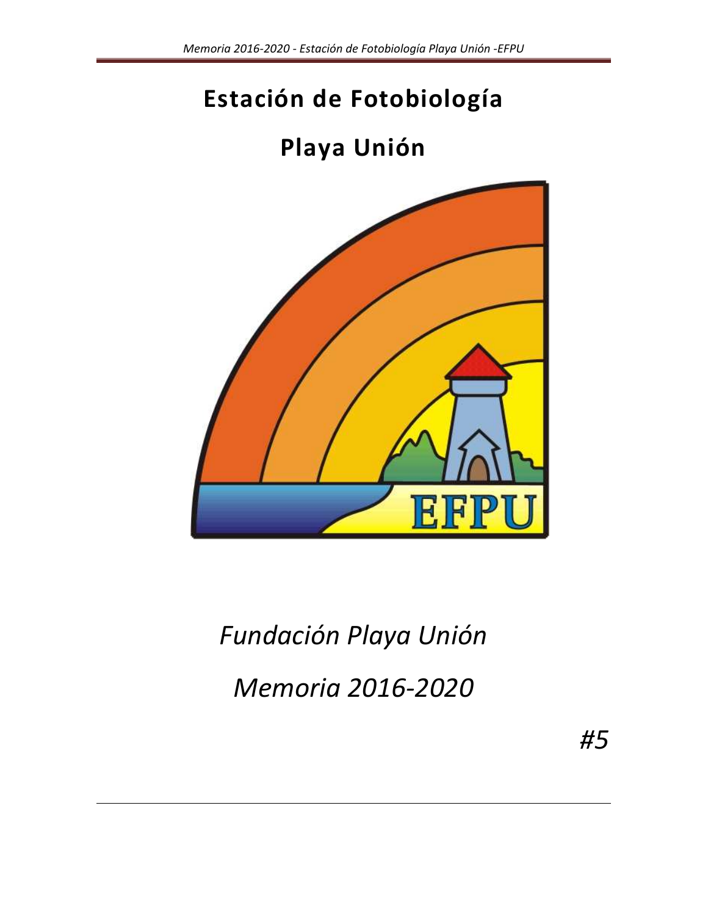# Estación de Fotobiología

# Playa Unión

*Fundación Playa Unión*

*Memoria 2016-2020*

*#5*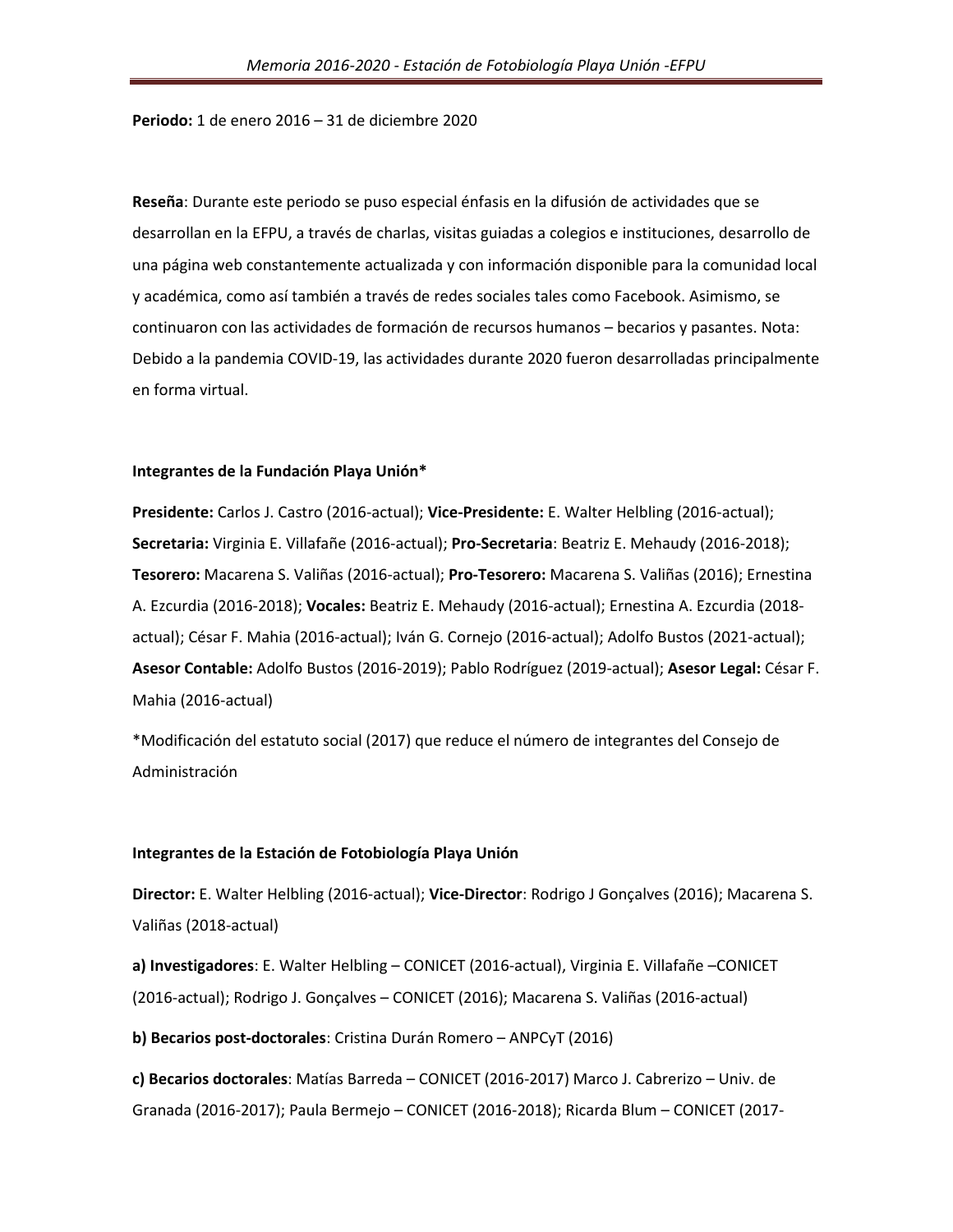**Periodo:** 1 de enero 2016 – 31 de diciembre 2020

**Reseña**: Durante este periodo se puso especial énfasis en la difusión de actividades que se desarrollan en la EFPU, a través de charlas, visitas guiadas a colegios e instituciones, desarrollo de una página web constantemente actualizada y con información disponible para la comunidad local y académica, como así también a través de redes sociales tales como Facebook. Asimismo, se continuaron con las actividades de formación de recursos humanos – becarios y pasantes. Nota: Debido a la pandemia COVID-19, las actividades durante 2020 fueron desarrolladas principalmente en forma virtual.

**Integrantes de la Fundación Playa Unión***

**Presidente:** Carlos J. Castro (2016-actual); **Vice-Presidente:** E. Walter Helbling (2016-actual); **Secretaria:** Virginia E. Villafañe (2016-actual); **Pro-Secretaria**: Beatriz E. Mehaudy (2016-2018); **Tesorero:** Macarena S. Valiñas (2016-actual); **Pro-Tesorero:** Macarena S. Valiñas (2016); Ernestina A. Ezcurdia (2016-2018); **Vocales:** Beatriz E. Mehaudy (2016-actual); Ernestina A. Ezcurdia (2018-actual); César F. Mahia (2016-actual); Iván G. Cornejo (2016-actual); Adolfo Bustos (2021-actual); **Asesor Contable:** Adolfo Bustos (2016-2019); Pablo Rodríguez (2019-actual); **Asesor Legal:** César F. Mahia (2016-actual)

*Modificación del estatuto social (2017) que reduce el número de integrantes del Consejo de Administración

**Integrantes de la Estación de Fotobiología Playa Unión**

**Director:** E. Walter Helbling (2016-actual); **Vice-Director**: Rodrigo J Gonçalves (2016); Macarena S. Valiñas (2018-actual)

**a) Investigadores**: E. Walter Helbling – CONICET (2016-actual), Virginia E. Villafañe –CONICET (2016-actual); Rodrigo J. Gonçalves – CONICET (2016); Macarena S. Valiñas (2016-actual)

**b) Becarios post-doctorales**: Cristina Durán Romero – ANPCyT (2016)

**c) Becarios doctorales**: Matías Barreda – CONICET (2016-2017) Marco J. Cabrerizo – Univ. de Granada (2016-2017); Paula Bermejo – CONICET (2016-2018); Ricarda Blum – CONICET (2017-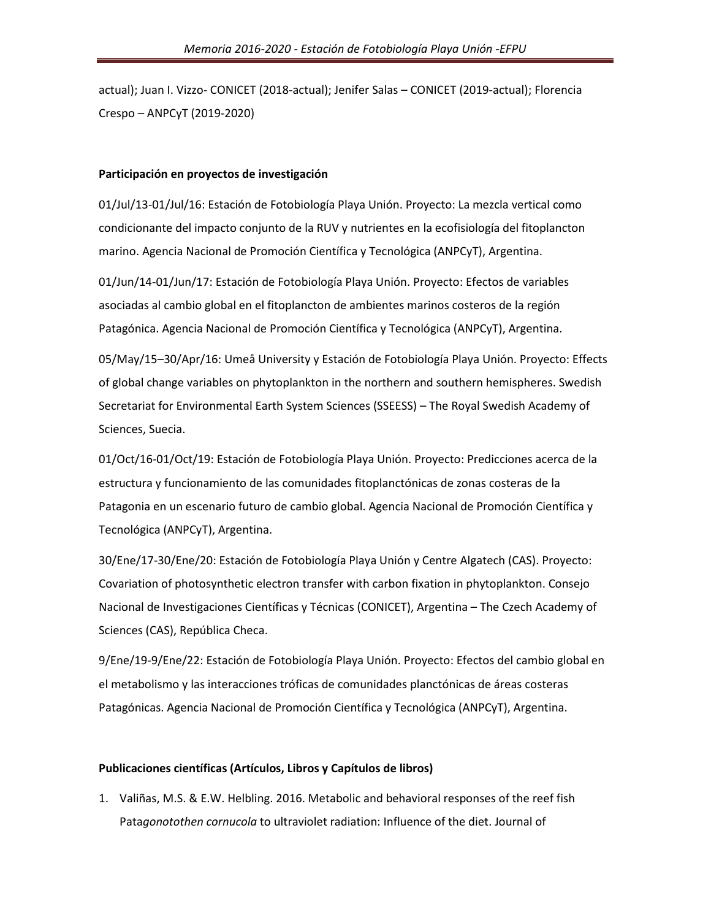actual); Juan I. Vizzo- CONICET (2018-actual); Jenifer Salas – CONICET (2019-actual); Florencia Crespo – ANPCyT (2019-2020)

**Participación en proyectos de investigación**

01/Jul/13-01/Jul/16: Estación de Fotobiología Playa Unión. Proyecto: La mezcla vertical como condicionante del impacto conjunto de la RUV y nutrientes en la ecofisiología del fitoplancton marino. Agencia Nacional de Promoción Científica y Tecnológica (ANPCyT), Argentina.

01/Jun/14-01/Jun/17: Estación de Fotobiología Playa Unión. Proyecto: Efectos de variables asociadas al cambio global en el fitoplancton de ambientes marinos costeros de la región Patagónica. Agencia Nacional de Promoción Científica y Tecnológica (ANPCyT), Argentina.

05/May/15–30/Apr/16: Umeå University y Estación de Fotobiología Playa Unión. Proyecto: Effects of global change variables on phytoplankton in the northern and southern hemispheres. Swedish Secretariat for Environmental Earth System Sciences (SSEESS) – The Royal Swedish Academy of Sciences, Suecia.

01/Oct/16-01/Oct/19: Estación de Fotobiología Playa Unión. Proyecto: Predicciones acerca de la estructura y funcionamiento de las comunidades fitoplanctónicas de zonas costeras de la Patagonia en un escenario futuro de cambio global. Agencia Nacional de Promoción Científica y Tecnológica (ANPCyT), Argentina.

30/Ene/17-30/Ene/20: Estación de Fotobiología Playa Unión y Centre Algatech (CAS). Proyecto: Covariation of photosynthetic electron transfer with carbon fixation in phytoplankton. Consejo Nacional de Investigaciones Científicas y Técnicas (CONICET), Argentina – The Czech Academy of Sciences (CAS), República Checa.

9/Ene/19-9/Ene/22: Estación de Fotobiología Playa Unión. Proyecto: Efectos del cambio global en el metabolismo y las interacciones tróficas de comunidades planctónicas de áreas costeras Patagónicas. Agencia Nacional de Promoción Científica y Tecnológica (ANPCyT), Argentina.

**Publicaciones científicas (Artículos, Libros y Capítulos de libros)**

1. Valiñas, M.S. & E.W. Helbling. 2016. Metabolic and behavioral responses of the reef fish Pata*gonotothen cornucola* to ultraviolet radiation: Influence of the diet. Journal of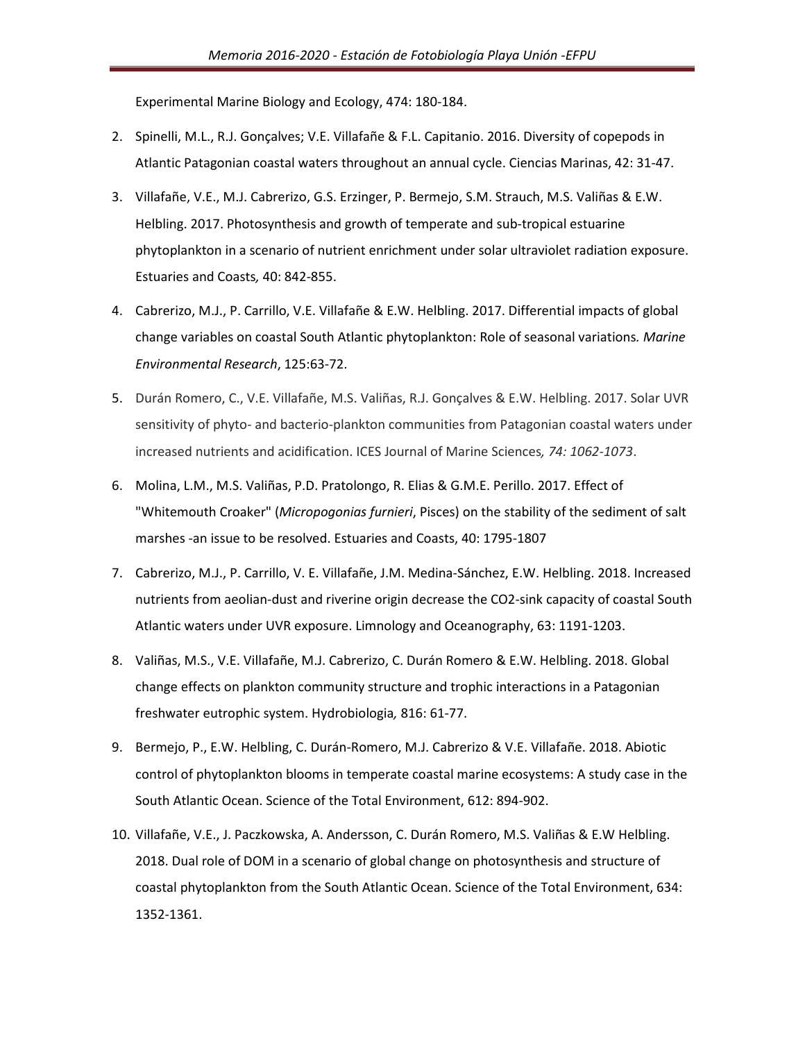Experimental Marine Biology and Ecology, 474: 180-184.

2. Spinelli, M.L., R.J. Gonçalves; V.E. Villafañe & F.L. Capitanio. 2016. Diversity of copepods in Atlantic Patagonian coastal waters throughout an annual cycle. Ciencias Marinas, 42: 31-47.
3. Villafañe, V.E., M.J. Cabrerizo, G.S. Erzinger, P. Bermejo, S.M. Strauch, M.S. Valiñas & E.W. Helbling. 2017. Photosynthesis and growth of temperate and sub-tropical estuarine phytoplankton in a scenario of nutrient enrichment under solar ultraviolet radiation exposure. Estuaries and Coasts*,* 40: 842-855.
4. Cabrerizo, M.J., P. Carrillo, V.E. Villafañe & E.W. Helbling. 2017. Differential impacts of global change variables on coastal South Atlantic phytoplankton: Role of seasonal variations*. Marine Environmental Research*, 125:63-72.
5. Durán Romero, C., V.E. Villafañe, M.S. Valiñas, R.J. Gonçalves & E.W. Helbling. 2017. Solar UVR sensitivity of phyto- and bacterio-plankton communities from Patagonian coastal waters under increased nutrients and acidification. ICES Journal of Marine Sciences*, 74: 1062-1073*.
6. Molina, L.M., M.S. Valiñas, P.D. Pratolongo, R. Elias & G.M.E. Perillo. 2017. Effect of "Whitemouth Croaker" (*Micropogonias furnieri*, Pisces) on the stability of the sediment of salt marshes -an issue to be resolved. Estuaries and Coasts, 40: 1795-1807
7. Cabrerizo, M.J., P. Carrillo, V. E. Villafañe, J.M. Medina-Sánchez, E.W. Helbling. 2018. Increased nutrients from aeolian-dust and riverine origin decrease the CO2-sink capacity of coastal South Atlantic waters under UVR exposure. Limnology and Oceanography, 63: 1191-1203.
8. Valiñas, M.S., V.E. Villafañe, M.J. Cabrerizo, C. Durán Romero & E.W. Helbling. 2018. Global change effects on plankton community structure and trophic interactions in a Patagonian freshwater eutrophic system. Hydrobiologia*,* 816: 61-77.
9. Bermejo, P., E.W. Helbling, C. Durán-Romero, M.J. Cabrerizo & V.E. Villafañe. 2018. Abiotic control of phytoplankton blooms in temperate coastal marine ecosystems: A study case in the South Atlantic Ocean. Science of the Total Environment, 612: 894-902.
10. Villafañe, V.E., J. Paczkowska, A. Andersson, C. Durán Romero, M.S. Valiñas & E.W Helbling. 2018. Dual role of DOM in a scenario of global change on photosynthesis and structure of coastal phytoplankton from the South Atlantic Ocean. Science of the Total Environment, 634: 1352-1361.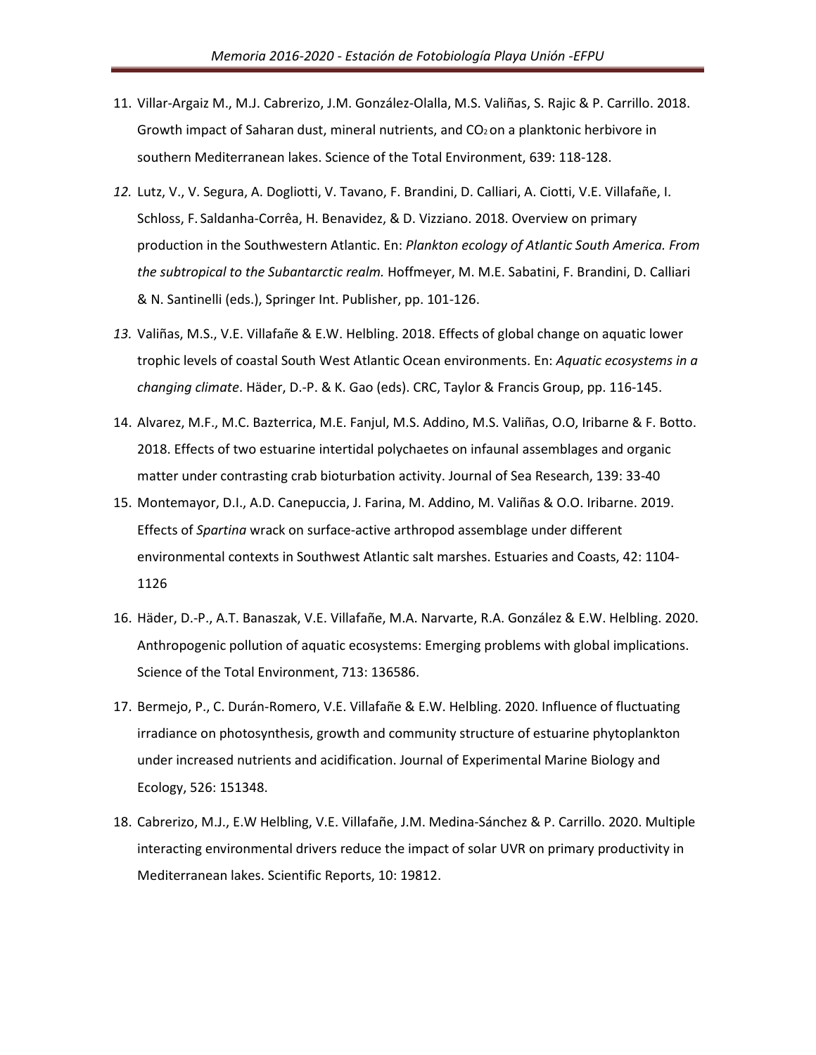11. Villar-Argaiz M., M.J. Cabrerizo, J.M. González-Olalla, M.S. Valiñas, S. Rajic & P. Carrillo. 2018. Growth impact of Saharan dust, mineral nutrients, and $CO_2$ on a planktonic herbivore in southern Mediterranean lakes. Science of the Total Environment, 639: 118-128.

12. Lutz, V., V. Segura, A. Dogliotti, V. Tavano, F. Brandini, D. Calliari, A. Ciotti, V.E. Villafañe, I. Schloss, F. Saldanha-Corrêa, H. Benavidez, & D. Vizziano. 2018. Overview on primary production in the Southwestern Atlantic. En: *Plankton ecology of Atlantic South America. From the subtropical to the Subantarctic realm.* Hoffmeyer, M. M.E. Sabatini, F. Brandini, D. Calliari & N. Santinelli (eds.), Springer Int. Publisher, pp. 101-126.

13. Valiñas, M.S., V.E. Villafañe & E.W. Helbling. 2018. Effects of global change on aquatic lower trophic levels of coastal South West Atlantic Ocean environments. En: *Aquatic ecosystems in a changing climate*. Häder, D.-P. & K. Gao (eds). CRC, Taylor & Francis Group, pp. 116-145.

14. Alvarez, M.F., M.C. Bazterrica, M.E. Fanjul, M.S. Addino, M.S. Valiñas, O.O, Iribarne & F. Botto. 2018. Effects of two estuarine intertidal polychaetes on infaunal assemblages and organic matter under contrasting crab bioturbation activity. Journal of Sea Research, 139: 33-40

15. Montemayor, D.I., A.D. Canepuccia, J. Farina, M. Addino, M. Valiñas & O.O. Iribarne. 2019. Effects of *Spartina* wrack on surface-active arthropod assemblage under different environmental contexts in Southwest Atlantic salt marshes. Estuaries and Coasts, 42: 1104-1126

16. Häder, D.-P., A.T. Banaszak, V.E. Villafañe, M.A. Narvarte, R.A. González & E.W. Helbling. 2020. Anthropogenic pollution of aquatic ecosystems: Emerging problems with global implications. Science of the Total Environment, 713: 136586.

17. Bermejo, P., C. Durán-Romero, V.E. Villafañe & E.W. Helbling. 2020. Influence of fluctuating irradiance on photosynthesis, growth and community structure of estuarine phytoplankton under increased nutrients and acidification. Journal of Experimental Marine Biology and Ecology, 526: 151348.

18. Cabrerizo, M.J., E.W Helbling, V.E. Villafañe, J.M. Medina-Sánchez & P. Carrillo. 2020. Multiple interacting environmental drivers reduce the impact of solar UVR on primary productivity in Mediterranean lakes. Scientific Reports, 10: 19812.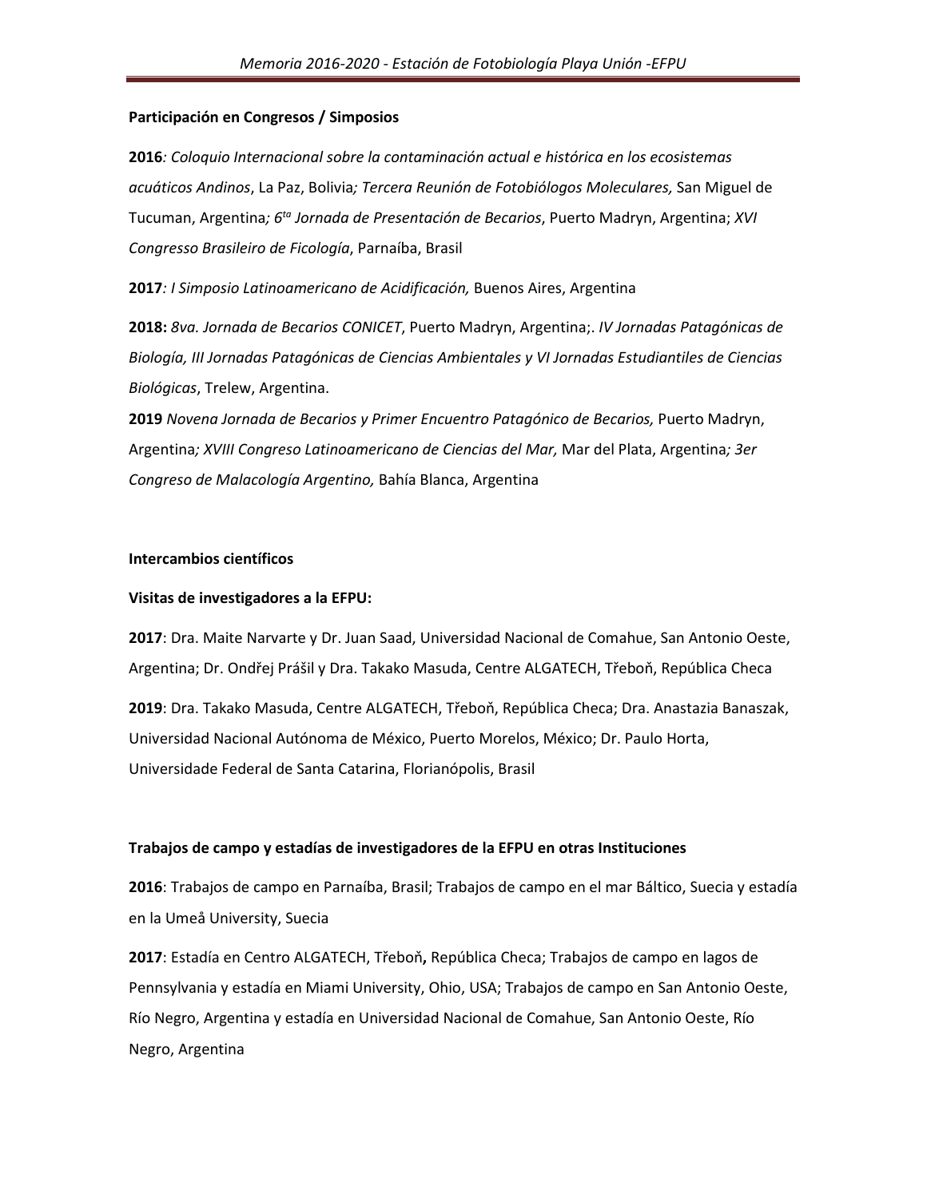**Participación en Congresos / Simposios**

**2016***: Coloquio Internacional sobre la contaminación actual e histórica en los ecosistemas acuáticos Andinos*, La Paz, Bolivia*; Tercera Reunión de Fotobiólogos Moleculares,* San Miguel de Tucuman, Argentina*; 6ta Jornada de Presentación de Becarios*, Puerto Madryn, Argentina; *XVI Congresso Brasileiro de Ficología*, Parnaíba, Brasil

**2017***: I Simposio Latinoamericano de Acidificación,* Buenos Aires, Argentina

**2018:** *8va. Jornada de Becarios CONICET*, Puerto Madryn, Argentina;. *IV Jornadas Patagónicas de Biología, III Jornadas Patagónicas de Ciencias Ambientales y VI Jornadas Estudiantiles de Ciencias Biológicas*, Trelew, Argentina.

**2019** *Novena Jornada de Becarios y Primer Encuentro Patagónico de Becarios,* Puerto Madryn, Argentina*; XVIII Congreso Latinoamericano de Ciencias del Mar,* Mar del Plata, Argentina*; 3er Congreso de Malacología Argentino,* Bahía Blanca, Argentina

**Intercambios científicos**

**Visitas de investigadores a la EFPU:**

**2017**: Dra. Maite Narvarte y Dr. Juan Saad, Universidad Nacional de Comahue, San Antonio Oeste, Argentina; Dr. Ondřej Prášil y Dra. Takako Masuda, Centre ALGATECH, Třeboň, República Checa

**2019**: Dra. Takako Masuda, Centre ALGATECH, Třeboň, República Checa; Dra. Anastazia Banaszak, Universidad Nacional Autónoma de México, Puerto Morelos, México; Dr. Paulo Horta, Universidade Federal de Santa Catarina, Florianópolis, Brasil

**Trabajos de campo y estadías de investigadores de la EFPU en otras Instituciones**

**2016**: Trabajos de campo en Parnaíba, Brasil; Trabajos de campo en el mar Báltico, Suecia y estadía en la Umeå University, Suecia

**2017**: Estadía en Centro ALGATECH, Třeboň**,** República Checa; Trabajos de campo en lagos de Pennsylvania y estadía en Miami University, Ohio, USA; Trabajos de campo en San Antonio Oeste, Río Negro, Argentina y estadía en Universidad Nacional de Comahue, San Antonio Oeste, Río Negro, Argentina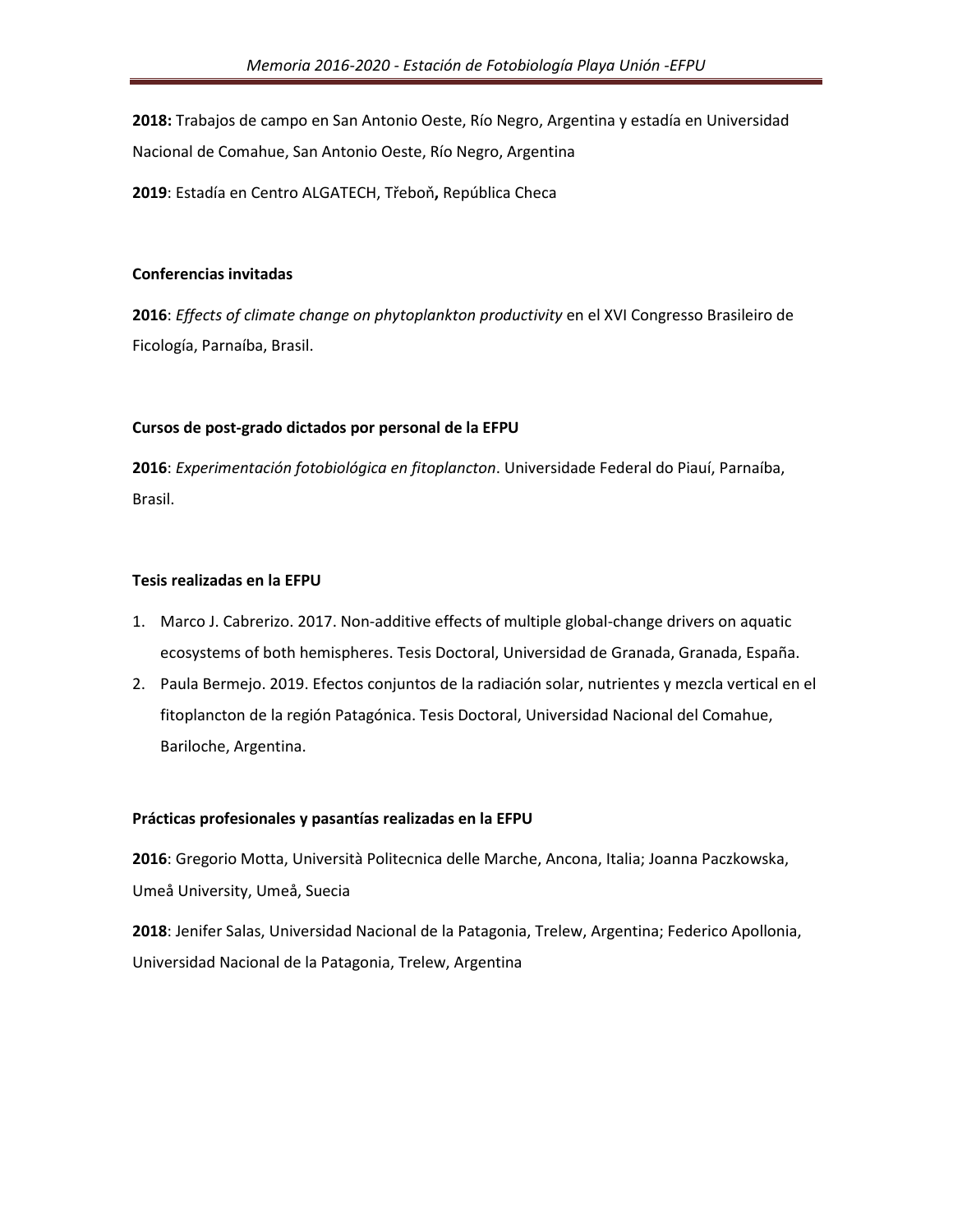**2018:** Trabajos de campo en San Antonio Oeste, Río Negro, Argentina y estadía en Universidad Nacional de Comahue, San Antonio Oeste, Río Negro, Argentina

**2019**: Estadía en Centro ALGATECH, Třeboň**,** República Checa

**Conferencias invitadas**

**2016**: *Effects of climate change on phytoplankton productivity* en el XVI Congresso Brasileiro de Ficología, Parnaíba, Brasil.

**Cursos de post-grado dictados por personal de la EFPU**

**2016**: *Experimentación fotobiológica en fitoplancton*. Universidade Federal do Piauí, Parnaíba, Brasil.

**Tesis realizadas en la EFPU**

1. Marco J. Cabrerizo. 2017. Non-additive effects of multiple global-change drivers on aquatic ecosystems of both hemispheres. Tesis Doctoral, Universidad de Granada, Granada, España.
2. Paula Bermejo. 2019. Efectos conjuntos de la radiación solar, nutrientes y mezcla vertical en el fitoplancton de la región Patagónica. Tesis Doctoral, Universidad Nacional del Comahue, Bariloche, Argentina.

**Prácticas profesionales y pasantías realizadas en la EFPU**

**2016**: Gregorio Motta, Università Politecnica delle Marche, Ancona, Italia; Joanna Paczkowska, Umeå University, Umeå, Suecia

**2018**: Jenifer Salas, Universidad Nacional de la Patagonia, Trelew, Argentina; Federico Apollonia, Universidad Nacional de la Patagonia, Trelew, Argentina